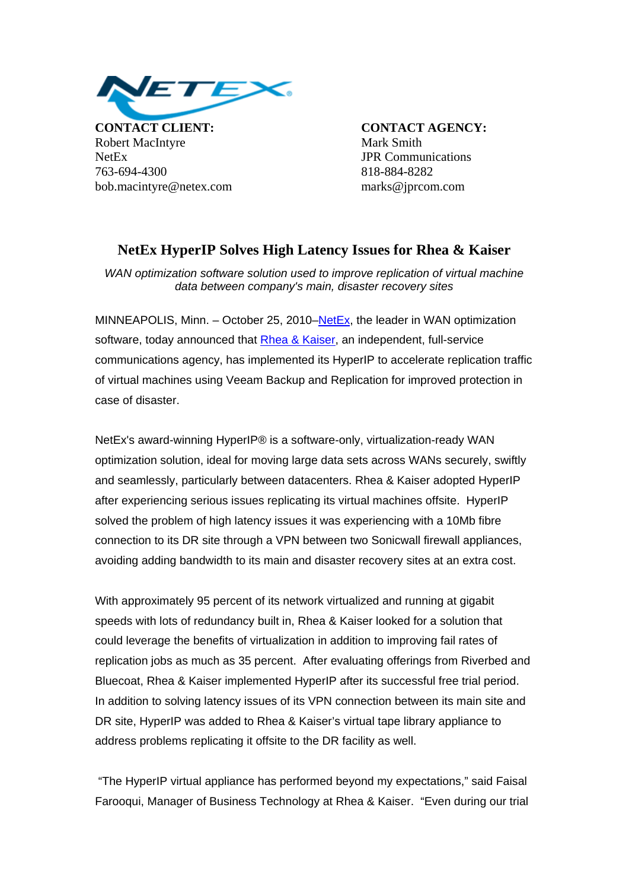**CONTACT CLIENT:**
Robert MacIntyre
NetEx
763-694-4300
bob.macintyre@netex.com

**CONTACT AGENCY:**
Mark Smith
JPR Communications
818-884-8282
marks@jprcom.com

# NetEx HyperIP Solves High Latency Issues for Rhea & Kaiser

*WAN optimization software solution used to improve replication of virtual machine data between company's main, disaster recovery sites*

MINNEAPOLIS, Minn. – October 25, 2010–NetEx, the leader in WAN optimization software, today announced that Rhea & Kaiser, an independent, full-service communications agency, has implemented its HyperIP to accelerate replication traffic of virtual machines using Veeam Backup and Replication for improved protection in case of disaster.

NetEx's award-winning HyperIP® is a software-only, virtualization-ready WAN optimization solution, ideal for moving large data sets across WANs securely, swiftly and seamlessly, particularly between datacenters. Rhea & Kaiser adopted HyperIP after experiencing serious issues replicating its virtual machines offsite. HyperIP solved the problem of high latency issues it was experiencing with a 10Mb fibre connection to its DR site through a VPN between two Sonicwall firewall appliances, avoiding adding bandwidth to its main and disaster recovery sites at an extra cost.

With approximately 95 percent of its network virtualized and running at gigabit speeds with lots of redundancy built in, Rhea & Kaiser looked for a solution that could leverage the benefits of virtualization in addition to improving fail rates of replication jobs as much as 35 percent. After evaluating offerings from Riverbed and Bluecoat, Rhea & Kaiser implemented HyperIP after its successful free trial period. In addition to solving latency issues of its VPN connection between its main site and DR site, HyperIP was added to Rhea & Kaiser's virtual tape library appliance to address problems replicating it offsite to the DR facility as well.

"The HyperIP virtual appliance has performed beyond my expectations," said Faisal Farooqui, Manager of Business Technology at Rhea & Kaiser. "Even during our trial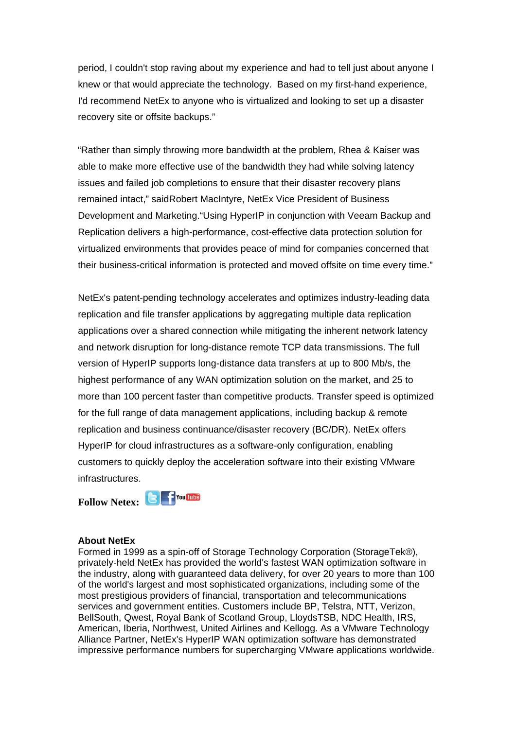period, I couldn't stop raving about my experience and had to tell just about anyone I knew or that would appreciate the technology. Based on my first-hand experience, I'd recommend NetEx to anyone who is virtualized and looking to set up a disaster recovery site or offsite backups."

"Rather than simply throwing more bandwidth at the problem, Rhea & Kaiser was able to make more effective use of the bandwidth they had while solving latency issues and failed job completions to ensure that their disaster recovery plans remained intact," saidRobert MacIntyre, NetEx Vice President of Business Development and Marketing."Using HyperIP in conjunction with Veeam Backup and Replication delivers a high-performance, cost-effective data protection solution for virtualized environments that provides peace of mind for companies concerned that their business-critical information is protected and moved offsite on time every time."

NetEx's patent-pending technology accelerates and optimizes industry-leading data replication and file transfer applications by aggregating multiple data replication applications over a shared connection while mitigating the inherent network latency and network disruption for long-distance remote TCP data transmissions. The full version of HyperIP supports long-distance data transfers at up to 800 Mb/s, the highest performance of any WAN optimization solution on the market, and 25 to more than 100 percent faster than competitive products. Transfer speed is optimized for the full range of data management applications, including backup & remote replication and business continuance/disaster recovery (BC/DR). NetEx offers HyperIP for cloud infrastructures as a software-only configuration, enabling customers to quickly deploy the acceleration software into their existing VMware infrastructures.

**Follow Netex:**

**About NetEx**

Formed in 1999 as a spin-off of Storage Technology Corporation (StorageTek®), privately-held NetEx has provided the world's fastest WAN optimization software in the industry, along with guaranteed data delivery, for over 20 years to more than 100 of the world's largest and most sophisticated organizations, including some of the most prestigious providers of financial, transportation and telecommunications services and government entities. Customers include BP, Telstra, NTT, Verizon, BellSouth, Qwest, Royal Bank of Scotland Group, LloydsTSB, NDC Health, IRS, American, Iberia, Northwest, United Airlines and Kellogg. As a VMware Technology Alliance Partner, NetEx's HyperIP WAN optimization software has demonstrated impressive performance numbers for supercharging VMware applications worldwide.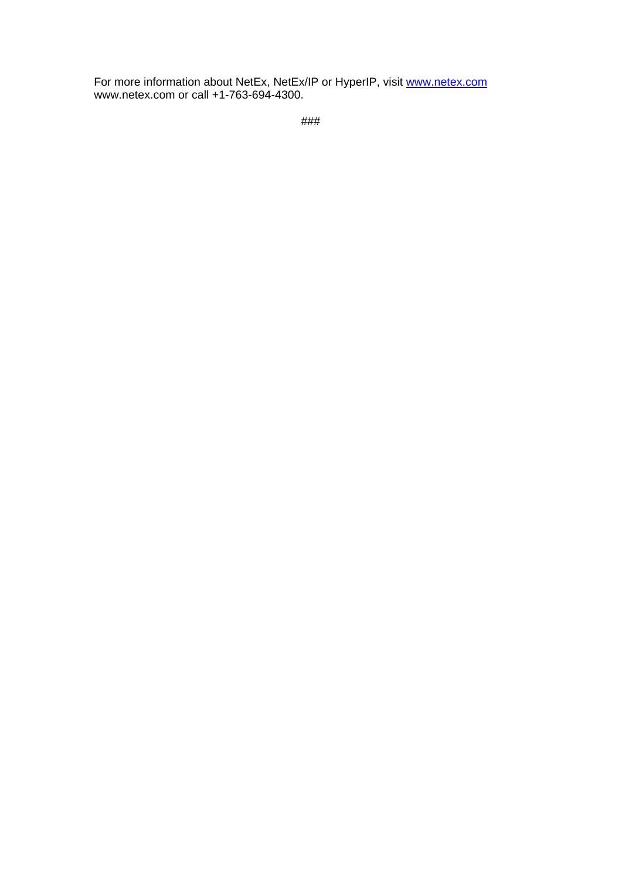For more information about NetEx, NetEx/IP or HyperIP, visit [www.netex.com](http://www.netex.com)
www.netex.com or call +1-763-694-4300.

###